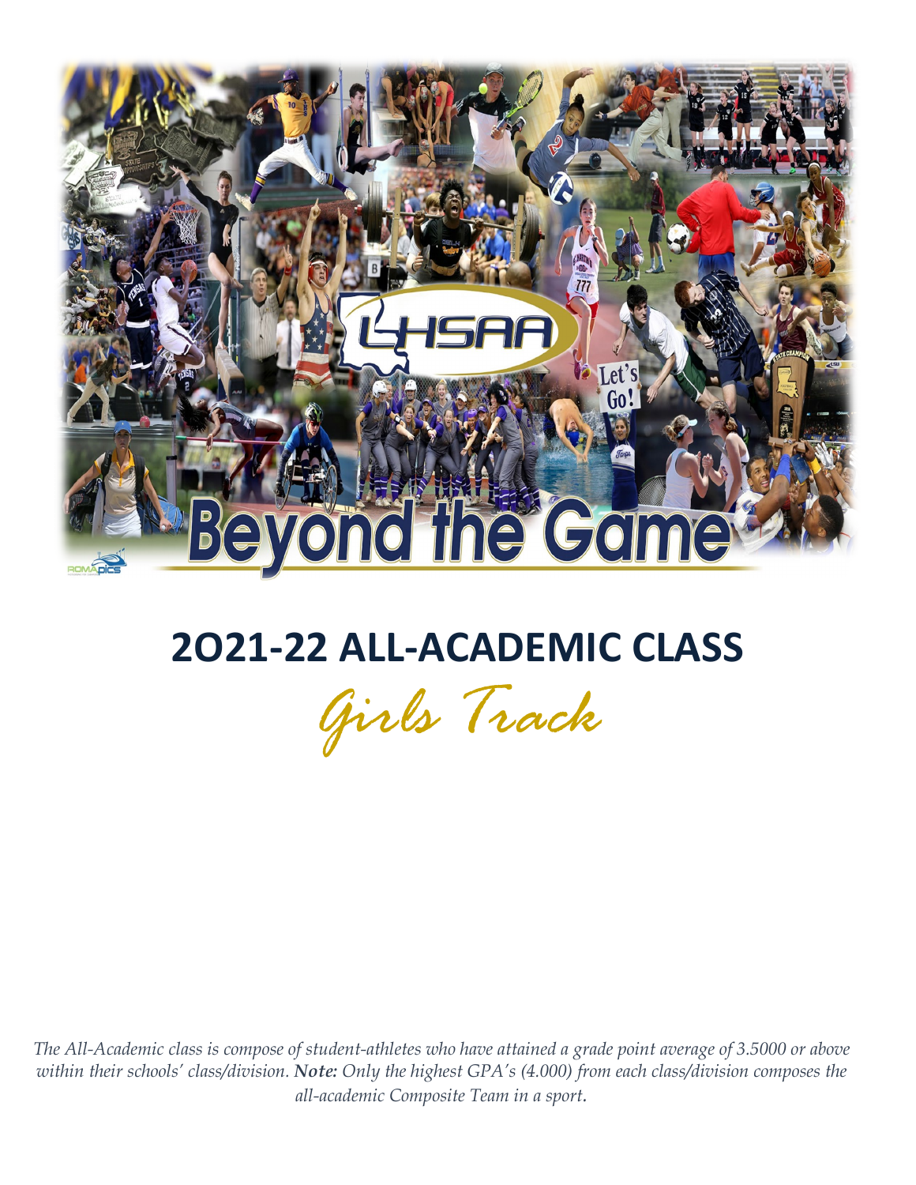# 2O21-22 ALL-ACADEMIC CLASS

## *Girls Track*

*The All-Academic class is compose of student-athletes who have attained a grade point average of 3.5000 or above within their schools' class/division. **Note:** Only the highest GPA's (4.000) from each class/division composes the all-academic Composite Team in a sport.*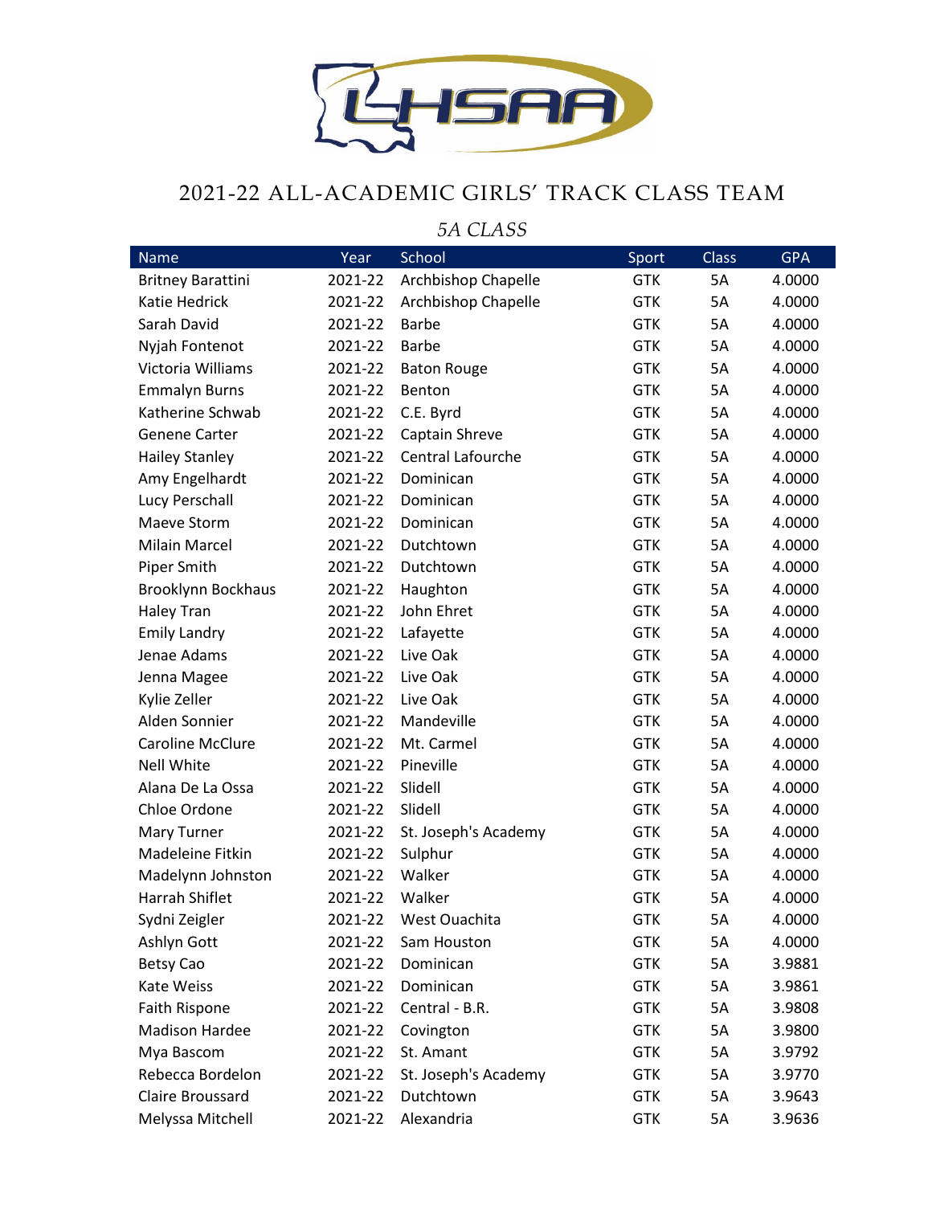# 2021-22 ALL-ACADEMIC GIRLS' TRACK CLASS TEAM

*5A CLASS*

| Name | Year | School | Sport | Class | GPA |
|---|---|---|---|---|---|
| Britney Barattini | 2021-22 | Archbishop Chapelle | GTK | 5A | 4.0000 |
| Katie Hedrick | 2021-22 | Archbishop Chapelle | GTK | 5A | 4.0000 |
| Sarah David | 2021-22 | Barbe | GTK | 5A | 4.0000 |
| Nyjah Fontenot | 2021-22 | Barbe | GTK | 5A | 4.0000 |
| Victoria Williams | 2021-22 | Baton Rouge | GTK | 5A | 4.0000 |
| Emmalyn Burns | 2021-22 | Benton | GTK | 5A | 4.0000 |
| Katherine Schwab | 2021-22 | C.E. Byrd | GTK | 5A | 4.0000 |
| Genene Carter | 2021-22 | Captain Shreve | GTK | 5A | 4.0000 |
| Hailey Stanley | 2021-22 | Central Lafourche | GTK | 5A | 4.0000 |
| Amy Engelhardt | 2021-22 | Dominican | GTK | 5A | 4.0000 |
| Lucy Perschall | 2021-22 | Dominican | GTK | 5A | 4.0000 |
| Maeve Storm | 2021-22 | Dominican | GTK | 5A | 4.0000 |
| Milain Marcel | 2021-22 | Dutchtown | GTK | 5A | 4.0000 |
| Piper Smith | 2021-22 | Dutchtown | GTK | 5A | 4.0000 |
| Brooklynn Bockhaus | 2021-22 | Haughton | GTK | 5A | 4.0000 |
| Haley Tran | 2021-22 | John Ehret | GTK | 5A | 4.0000 |
| Emily Landry | 2021-22 | Lafayette | GTK | 5A | 4.0000 |
| Jenae Adams | 2021-22 | Live Oak | GTK | 5A | 4.0000 |
| Jenna Magee | 2021-22 | Live Oak | GTK | 5A | 4.0000 |
| Kylie Zeller | 2021-22 | Live Oak | GTK | 5A | 4.0000 |
| Alden Sonnier | 2021-22 | Mandeville | GTK | 5A | 4.0000 |
| Caroline McClure | 2021-22 | Mt. Carmel | GTK | 5A | 4.0000 |
| Nell White | 2021-22 | Pineville | GTK | 5A | 4.0000 |
| Alana De La Ossa | 2021-22 | Slidell | GTK | 5A | 4.0000 |
| Chloe Ordone | 2021-22 | Slidell | GTK | 5A | 4.0000 |
| Mary Turner | 2021-22 | St. Joseph's Academy | GTK | 5A | 4.0000 |
| Madeleine Fitkin | 2021-22 | Sulphur | GTK | 5A | 4.0000 |
| Madelynn Johnston | 2021-22 | Walker | GTK | 5A | 4.0000 |
| Harrah Shiflet | 2021-22 | Walker | GTK | 5A | 4.0000 |
| Sydni Zeigler | 2021-22 | West Ouachita | GTK | 5A | 4.0000 |
| Ashlyn Gott | 2021-22 | Sam Houston | GTK | 5A | 4.0000 |
| Betsy Cao | 2021-22 | Dominican | GTK | 5A | 3.9881 |
| Kate Weiss | 2021-22 | Dominican | GTK | 5A | 3.9861 |
| Faith Rispone | 2021-22 | Central - B.R. | GTK | 5A | 3.9808 |
| Madison Hardee | 2021-22 | Covington | GTK | 5A | 3.9800 |
| Mya Bascom | 2021-22 | St. Amant | GTK | 5A | 3.9792 |
| Rebecca Bordelon | 2021-22 | St. Joseph's Academy | GTK | 5A | 3.9770 |
| Claire Broussard | 2021-22 | Dutchtown | GTK | 5A | 3.9643 |
| Melyssa Mitchell | 2021-22 | Alexandria | GTK | 5A | 3.9636 |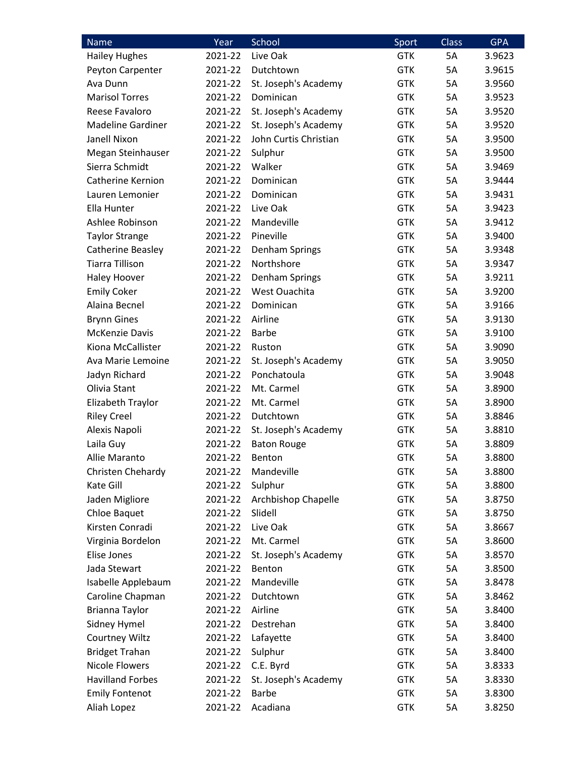| Name | Year | School | Sport | Class | GPA |
|---|---|---|---|---|---|
| Hailey Hughes | 2021-22 | Live Oak | GTK | 5A | 3.9623 |
| Peyton Carpenter | 2021-22 | Dutchtown | GTK | 5A | 3.9615 |
| Ava Dunn | 2021-22 | St. Joseph's Academy | GTK | 5A | 3.9560 |
| Marisol Torres | 2021-22 | Dominican | GTK | 5A | 3.9523 |
| Reese Favaloro | 2021-22 | St. Joseph's Academy | GTK | 5A | 3.9520 |
| Madeline Gardiner | 2021-22 | St. Joseph's Academy | GTK | 5A | 3.9520 |
| Janell Nixon | 2021-22 | John Curtis Christian | GTK | 5A | 3.9500 |
| Megan Steinhauser | 2021-22 | Sulphur | GTK | 5A | 3.9500 |
| Sierra Schmidt | 2021-22 | Walker | GTK | 5A | 3.9469 |
| Catherine Kernion | 2021-22 | Dominican | GTK | 5A | 3.9444 |
| Lauren Lemonier | 2021-22 | Dominican | GTK | 5A | 3.9431 |
| Ella Hunter | 2021-22 | Live Oak | GTK | 5A | 3.9423 |
| Ashlee Robinson | 2021-22 | Mandeville | GTK | 5A | 3.9412 |
| Taylor Strange | 2021-22 | Pineville | GTK | 5A | 3.9400 |
| Catherine Beasley | 2021-22 | Denham Springs | GTK | 5A | 3.9348 |
| Tiarra Tillison | 2021-22 | Northshore | GTK | 5A | 3.9347 |
| Haley Hoover | 2021-22 | Denham Springs | GTK | 5A | 3.9211 |
| Emily Coker | 2021-22 | West Ouachita | GTK | 5A | 3.9200 |
| Alaina Becnel | 2021-22 | Dominican | GTK | 5A | 3.9166 |
| Brynn Gines | 2021-22 | Airline | GTK | 5A | 3.9130 |
| McKenzie Davis | 2021-22 | Barbe | GTK | 5A | 3.9100 |
| Kiona McCallister | 2021-22 | Ruston | GTK | 5A | 3.9090 |
| Ava Marie Lemoine | 2021-22 | St. Joseph's Academy | GTK | 5A | 3.9050 |
| Jadyn Richard | 2021-22 | Ponchatoula | GTK | 5A | 3.9048 |
| Olivia Stant | 2021-22 | Mt. Carmel | GTK | 5A | 3.8900 |
| Elizabeth Traylor | 2021-22 | Mt. Carmel | GTK | 5A | 3.8900 |
| Riley Creel | 2021-22 | Dutchtown | GTK | 5A | 3.8846 |
| Alexis Napoli | 2021-22 | St. Joseph's Academy | GTK | 5A | 3.8810 |
| Laila Guy | 2021-22 | Baton Rouge | GTK | 5A | 3.8809 |
| Allie Maranto | 2021-22 | Benton | GTK | 5A | 3.8800 |
| Christen Chehardy | 2021-22 | Mandeville | GTK | 5A | 3.8800 |
| Kate Gill | 2021-22 | Sulphur | GTK | 5A | 3.8800 |
| Jaden Migliore | 2021-22 | Archbishop Chapelle | GTK | 5A | 3.8750 |
| Chloe Baquet | 2021-22 | Slidell | GTK | 5A | 3.8750 |
| Kirsten Conradi | 2021-22 | Live Oak | GTK | 5A | 3.8667 |
| Virginia Bordelon | 2021-22 | Mt. Carmel | GTK | 5A | 3.8600 |
| Elise Jones | 2021-22 | St. Joseph's Academy | GTK | 5A | 3.8570 |
| Jada Stewart | 2021-22 | Benton | GTK | 5A | 3.8500 |
| Isabelle Applebaum | 2021-22 | Mandeville | GTK | 5A | 3.8478 |
| Caroline Chapman | 2021-22 | Dutchtown | GTK | 5A | 3.8462 |
| Brianna Taylor | 2021-22 | Airline | GTK | 5A | 3.8400 |
| Sidney Hymel | 2021-22 | Destrehan | GTK | 5A | 3.8400 |
| Courtney Wiltz | 2021-22 | Lafayette | GTK | 5A | 3.8400 |
| Bridget Trahan | 2021-22 | Sulphur | GTK | 5A | 3.8400 |
| Nicole Flowers | 2021-22 | C.E. Byrd | GTK | 5A | 3.8333 |
| Havilland Forbes | 2021-22 | St. Joseph's Academy | GTK | 5A | 3.8330 |
| Emily Fontenot | 2021-22 | Barbe | GTK | 5A | 3.8300 |
| Aliah Lopez | 2021-22 | Acadiana | GTK | 5A | 3.8250 |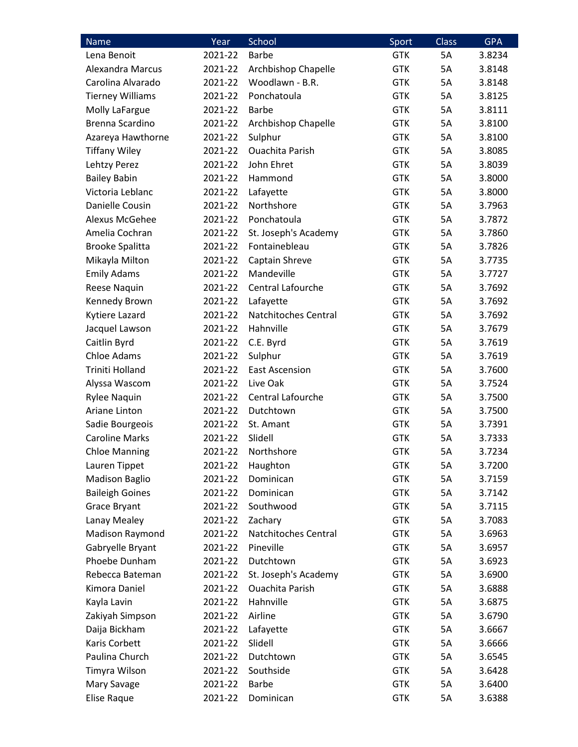| Name | Year | School | Sport | Class | GPA |
|---|---|---|---|---|---|
| Lena Benoit | 2021-22 | Barbe | GTK | 5A | 3.8234 |
| Alexandra Marcus | 2021-22 | Archbishop Chapelle | GTK | 5A | 3.8148 |
| Carolina Alvarado | 2021-22 | Woodlawn - B.R. | GTK | 5A | 3.8148 |
| Tierney Williams | 2021-22 | Ponchatoula | GTK | 5A | 3.8125 |
| Molly LaFargue | 2021-22 | Barbe | GTK | 5A | 3.8111 |
| Brenna Scardino | 2021-22 | Archbishop Chapelle | GTK | 5A | 3.8100 |
| Azareya Hawthorne | 2021-22 | Sulphur | GTK | 5A | 3.8100 |
| Tiffany Wiley | 2021-22 | Ouachita Parish | GTK | 5A | 3.8085 |
| Lehtzy Perez | 2021-22 | John Ehret | GTK | 5A | 3.8039 |
| Bailey Babin | 2021-22 | Hammond | GTK | 5A | 3.8000 |
| Victoria Leblanc | 2021-22 | Lafayette | GTK | 5A | 3.8000 |
| Danielle Cousin | 2021-22 | Northshore | GTK | 5A | 3.7963 |
| Alexus McGehee | 2021-22 | Ponchatoula | GTK | 5A | 3.7872 |
| Amelia Cochran | 2021-22 | St. Joseph's Academy | GTK | 5A | 3.7860 |
| Brooke Spalitta | 2021-22 | Fontainebleau | GTK | 5A | 3.7826 |
| Mikayla Milton | 2021-22 | Captain Shreve | GTK | 5A | 3.7735 |
| Emily Adams | 2021-22 | Mandeville | GTK | 5A | 3.7727 |
| Reese Naquin | 2021-22 | Central Lafourche | GTK | 5A | 3.7692 |
| Kennedy Brown | 2021-22 | Lafayette | GTK | 5A | 3.7692 |
| Kytiere Lazard | 2021-22 | Natchitoches Central | GTK | 5A | 3.7692 |
| Jacquel Lawson | 2021-22 | Hahnville | GTK | 5A | 3.7679 |
| Caitlin Byrd | 2021-22 | C.E. Byrd | GTK | 5A | 3.7619 |
| Chloe Adams | 2021-22 | Sulphur | GTK | 5A | 3.7619 |
| Triniti Holland | 2021-22 | East Ascension | GTK | 5A | 3.7600 |
| Alyssa Wascom | 2021-22 | Live Oak | GTK | 5A | 3.7524 |
| Rylee Naquin | 2021-22 | Central Lafourche | GTK | 5A | 3.7500 |
| Ariane Linton | 2021-22 | Dutchtown | GTK | 5A | 3.7500 |
| Sadie Bourgeois | 2021-22 | St. Amant | GTK | 5A | 3.7391 |
| Caroline Marks | 2021-22 | Slidell | GTK | 5A | 3.7333 |
| Chloe Manning | 2021-22 | Northshore | GTK | 5A | 3.7234 |
| Lauren Tippet | 2021-22 | Haughton | GTK | 5A | 3.7200 |
| Madison Baglio | 2021-22 | Dominican | GTK | 5A | 3.7159 |
| Baileigh Goines | 2021-22 | Dominican | GTK | 5A | 3.7142 |
| Grace Bryant | 2021-22 | Southwood | GTK | 5A | 3.7115 |
| Lanay Mealey | 2021-22 | Zachary | GTK | 5A | 3.7083 |
| Madison Raymond | 2021-22 | Natchitoches Central | GTK | 5A | 3.6963 |
| Gabryelle Bryant | 2021-22 | Pineville | GTK | 5A | 3.6957 |
| Phoebe Dunham | 2021-22 | Dutchtown | GTK | 5A | 3.6923 |
| Rebecca Bateman | 2021-22 | St. Joseph's Academy | GTK | 5A | 3.6900 |
| Kimora Daniel | 2021-22 | Ouachita Parish | GTK | 5A | 3.6888 |
| Kayla Lavin | 2021-22 | Hahnville | GTK | 5A | 3.6875 |
| Zakiyah Simpson | 2021-22 | Airline | GTK | 5A | 3.6790 |
| Daija Bickham | 2021-22 | Lafayette | GTK | 5A | 3.6667 |
| Karis Corbett | 2021-22 | Slidell | GTK | 5A | 3.6666 |
| Paulina Church | 2021-22 | Dutchtown | GTK | 5A | 3.6545 |
| Timyra Wilson | 2021-22 | Southside | GTK | 5A | 3.6428 |
| Mary Savage | 2021-22 | Barbe | GTK | 5A | 3.6400 |
| Elise Raque | 2021-22 | Dominican | GTK | 5A | 3.6388 |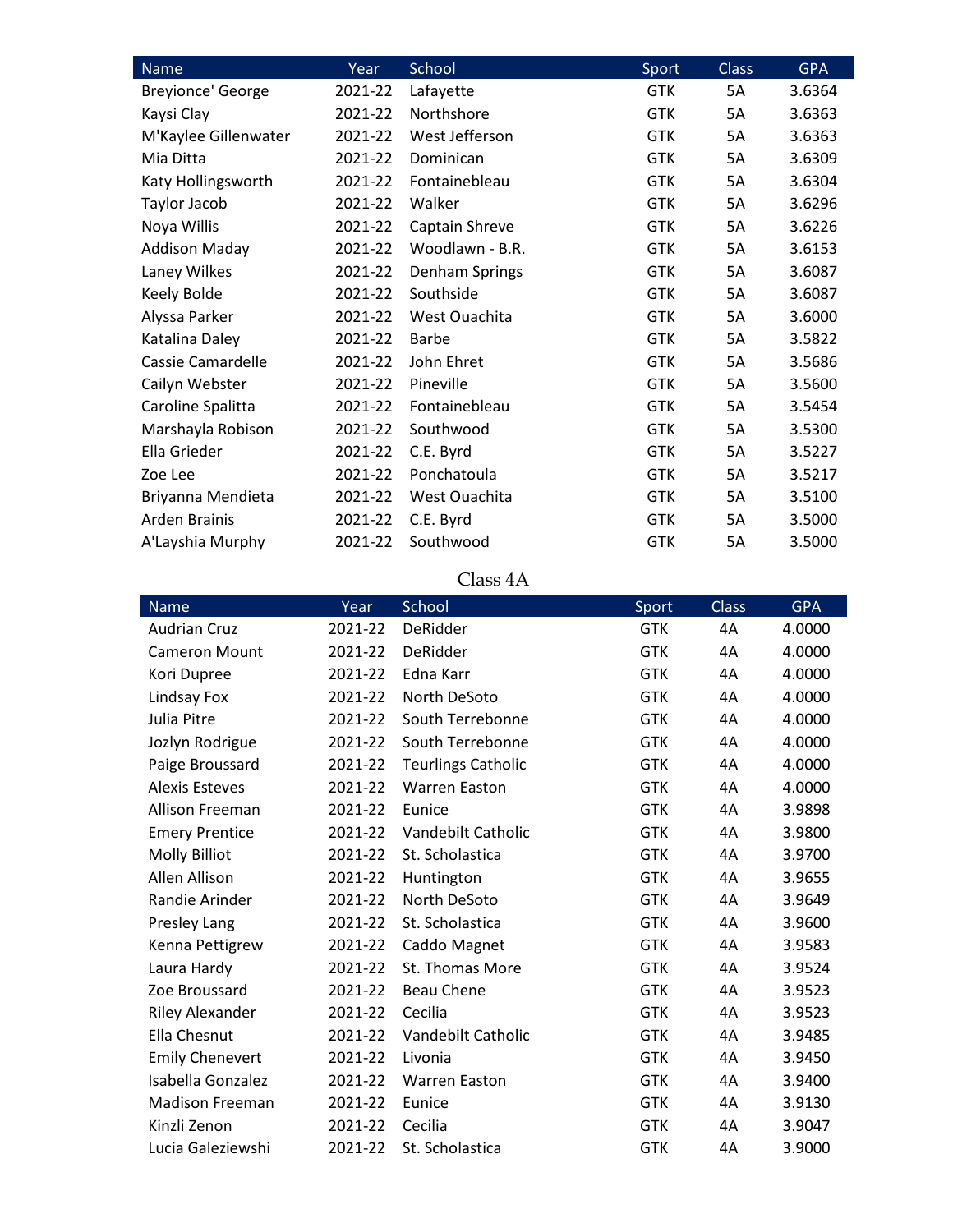| Name | Year | School | Sport | Class | GPA |
| --- | --- | --- | --- | --- | --- |
| Breyionce' George | 2021-22 | Lafayette | GTK | 5A | 3.6364 |
| Kaysi Clay | 2021-22 | Northshore | GTK | 5A | 3.6363 |
| M'Kaylee Gillenwater | 2021-22 | West Jefferson | GTK | 5A | 3.6363 |
| Mia Ditta | 2021-22 | Dominican | GTK | 5A | 3.6309 |
| Katy Hollingsworth | 2021-22 | Fontainebleau | GTK | 5A | 3.6304 |
| Taylor Jacob | 2021-22 | Walker | GTK | 5A | 3.6296 |
| Noya Willis | 2021-22 | Captain Shreve | GTK | 5A | 3.6226 |
| Addison Maday | 2021-22 | Woodlawn - B.R. | GTK | 5A | 3.6153 |
| Laney Wilkes | 2021-22 | Denham Springs | GTK | 5A | 3.6087 |
| Keely Bolde | 2021-22 | Southside | GTK | 5A | 3.6087 |
| Alyssa Parker | 2021-22 | West Ouachita | GTK | 5A | 3.6000 |
| Katalina Daley | 2021-22 | Barbe | GTK | 5A | 3.5822 |
| Cassie Camardelle | 2021-22 | John Ehret | GTK | 5A | 3.5686 |
| Cailyn Webster | 2021-22 | Pineville | GTK | 5A | 3.5600 |
| Caroline Spalitta | 2021-22 | Fontainebleau | GTK | 5A | 3.5454 |
| Marshayla Robison | 2021-22 | Southwood | GTK | 5A | 3.5300 |
| Ella Grieder | 2021-22 | C.E. Byrd | GTK | 5A | 3.5227 |
| Zoe Lee | 2021-22 | Ponchatoula | GTK | 5A | 3.5217 |
| Briyanna Mendieta | 2021-22 | West Ouachita | GTK | 5A | 3.5100 |
| Arden Brainis | 2021-22 | C.E. Byrd | GTK | 5A | 3.5000 |
| A'Layshia Murphy | 2021-22 | Southwood | GTK | 5A | 3.5000 |

## Class 4A

| Name | Year | School | Sport | Class | GPA |
| --- | --- | --- | --- | --- | --- |
| Audrian Cruz | 2021-22 | DeRidder | GTK | 4A | 4.0000 |
| Cameron Mount | 2021-22 | DeRidder | GTK | 4A | 4.0000 |
| Kori Dupree | 2021-22 | Edna Karr | GTK | 4A | 4.0000 |
| Lindsay Fox | 2021-22 | North DeSoto | GTK | 4A | 4.0000 |
| Julia Pitre | 2021-22 | South Terrebonne | GTK | 4A | 4.0000 |
| Jozlyn Rodrigue | 2021-22 | South Terrebonne | GTK | 4A | 4.0000 |
| Paige Broussard | 2021-22 | Teurlings Catholic | GTK | 4A | 4.0000 |
| Alexis Esteves | 2021-22 | Warren Easton | GTK | 4A | 4.0000 |
| Allison Freeman | 2021-22 | Eunice | GTK | 4A | 3.9898 |
| Emery Prentice | 2021-22 | Vandebilt Catholic | GTK | 4A | 3.9800 |
| Molly Billiot | 2021-22 | St. Scholastica | GTK | 4A | 3.9700 |
| Allen Allison | 2021-22 | Huntington | GTK | 4A | 3.9655 |
| Randie Arinder | 2021-22 | North DeSoto | GTK | 4A | 3.9649 |
| Presley Lang | 2021-22 | St. Scholastica | GTK | 4A | 3.9600 |
| Kenna Pettigrew | 2021-22 | Caddo Magnet | GTK | 4A | 3.9583 |
| Laura Hardy | 2021-22 | St. Thomas More | GTK | 4A | 3.9524 |
| Zoe Broussard | 2021-22 | Beau Chene | GTK | 4A | 3.9523 |
| Riley Alexander | 2021-22 | Cecilia | GTK | 4A | 3.9523 |
| Ella Chesnut | 2021-22 | Vandebilt Catholic | GTK | 4A | 3.9485 |
| Emily Chenevert | 2021-22 | Livonia | GTK | 4A | 3.9450 |
| Isabella Gonzalez | 2021-22 | Warren Easton | GTK | 4A | 3.9400 |
| Madison Freeman | 2021-22 | Eunice | GTK | 4A | 3.9130 |
| Kinzli Zenon | 2021-22 | Cecilia | GTK | 4A | 3.9047 |
| Lucia Galeziewshi | 2021-22 | St. Scholastica | GTK | 4A | 3.9000 |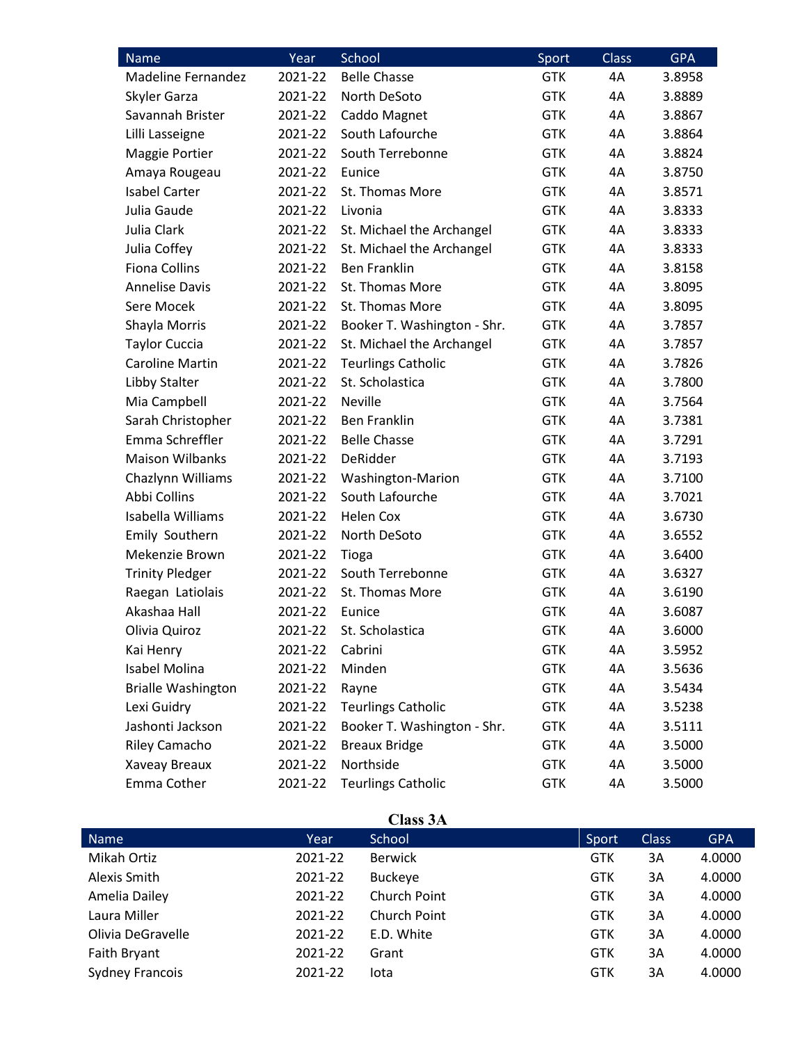| Name | Year | School | Sport | Class | GPA |
|---|---|---|---|---|---|
| Madeline Fernandez | 2021-22 | Belle Chasse | GTK | 4A | 3.8958 |
| Skyler Garza | 2021-22 | North DeSoto | GTK | 4A | 3.8889 |
| Savannah Brister | 2021-22 | Caddo Magnet | GTK | 4A | 3.8867 |
| Lilli Lasseigne | 2021-22 | South Lafourche | GTK | 4A | 3.8864 |
| Maggie Portier | 2021-22 | South Terrebonne | GTK | 4A | 3.8824 |
| Amaya Rougeau | 2021-22 | Eunice | GTK | 4A | 3.8750 |
| Isabel Carter | 2021-22 | St. Thomas More | GTK | 4A | 3.8571 |
| Julia Gaude | 2021-22 | Livonia | GTK | 4A | 3.8333 |
| Julia Clark | 2021-22 | St. Michael the Archangel | GTK | 4A | 3.8333 |
| Julia Coffey | 2021-22 | St. Michael the Archangel | GTK | 4A | 3.8333 |
| Fiona Collins | 2021-22 | Ben Franklin | GTK | 4A | 3.8158 |
| Annelise Davis | 2021-22 | St. Thomas More | GTK | 4A | 3.8095 |
| Sere Mocek | 2021-22 | St. Thomas More | GTK | 4A | 3.8095 |
| Shayla Morris | 2021-22 | Booker T. Washington - Shr. | GTK | 4A | 3.7857 |
| Taylor Cuccia | 2021-22 | St. Michael the Archangel | GTK | 4A | 3.7857 |
| Caroline Martin | 2021-22 | Teurlings Catholic | GTK | 4A | 3.7826 |
| Libby Stalter | 2021-22 | St. Scholastica | GTK | 4A | 3.7800 |
| Mia Campbell | 2021-22 | Neville | GTK | 4A | 3.7564 |
| Sarah Christopher | 2021-22 | Ben Franklin | GTK | 4A | 3.7381 |
| Emma Schreffler | 2021-22 | Belle Chasse | GTK | 4A | 3.7291 |
| Maison Wilbanks | 2021-22 | DeRidder | GTK | 4A | 3.7193 |
| Chazlynn Williams | 2021-22 | Washington-Marion | GTK | 4A | 3.7100 |
| Abbi Collins | 2021-22 | South Lafourche | GTK | 4A | 3.7021 |
| Isabella Williams | 2021-22 | Helen Cox | GTK | 4A | 3.6730 |
| Emily Southern | 2021-22 | North DeSoto | GTK | 4A | 3.6552 |
| Mekenzie Brown | 2021-22 | Tioga | GTK | 4A | 3.6400 |
| Trinity Pledger | 2021-22 | South Terrebonne | GTK | 4A | 3.6327 |
| Raegan Latiolais | 2021-22 | St. Thomas More | GTK | 4A | 3.6190 |
| Akashaa Hall | 2021-22 | Eunice | GTK | 4A | 3.6087 |
| Olivia Quiroz | 2021-22 | St. Scholastica | GTK | 4A | 3.6000 |
| Kai Henry | 2021-22 | Cabrini | GTK | 4A | 3.5952 |
| Isabel Molina | 2021-22 | Minden | GTK | 4A | 3.5636 |
| Brialle Washington | 2021-22 | Rayne | GTK | 4A | 3.5434 |
| Lexi Guidry | 2021-22 | Teurlings Catholic | GTK | 4A | 3.5238 |
| Jashonti Jackson | 2021-22 | Booker T. Washington - Shr. | GTK | 4A | 3.5111 |
| Riley Camacho | 2021-22 | Breaux Bridge | GTK | 4A | 3.5000 |
| Xaveay Breaux | 2021-22 | Northside | GTK | 4A | 3.5000 |
| Emma Cother | 2021-22 | Teurlings Catholic | GTK | 4A | 3.5000 |

## Class 3A

| Name | Year | School | Sport | Class | GPA |
|---|---|---|---|---|---|
| Mikah Ortiz | 2021-22 | Berwick | GTK | 3A | 4.0000 |
| Alexis Smith | 2021-22 | Buckeye | GTK | 3A | 4.0000 |
| Amelia Dailey | 2021-22 | Church Point | GTK | 3A | 4.0000 |
| Laura Miller | 2021-22 | Church Point | GTK | 3A | 4.0000 |
| Olivia DeGravelle | 2021-22 | E.D. White | GTK | 3A | 4.0000 |
| Faith Bryant | 2021-22 | Grant | GTK | 3A | 4.0000 |
| Sydney Francois | 2021-22 | Iota | GTK | 3A | 4.0000 |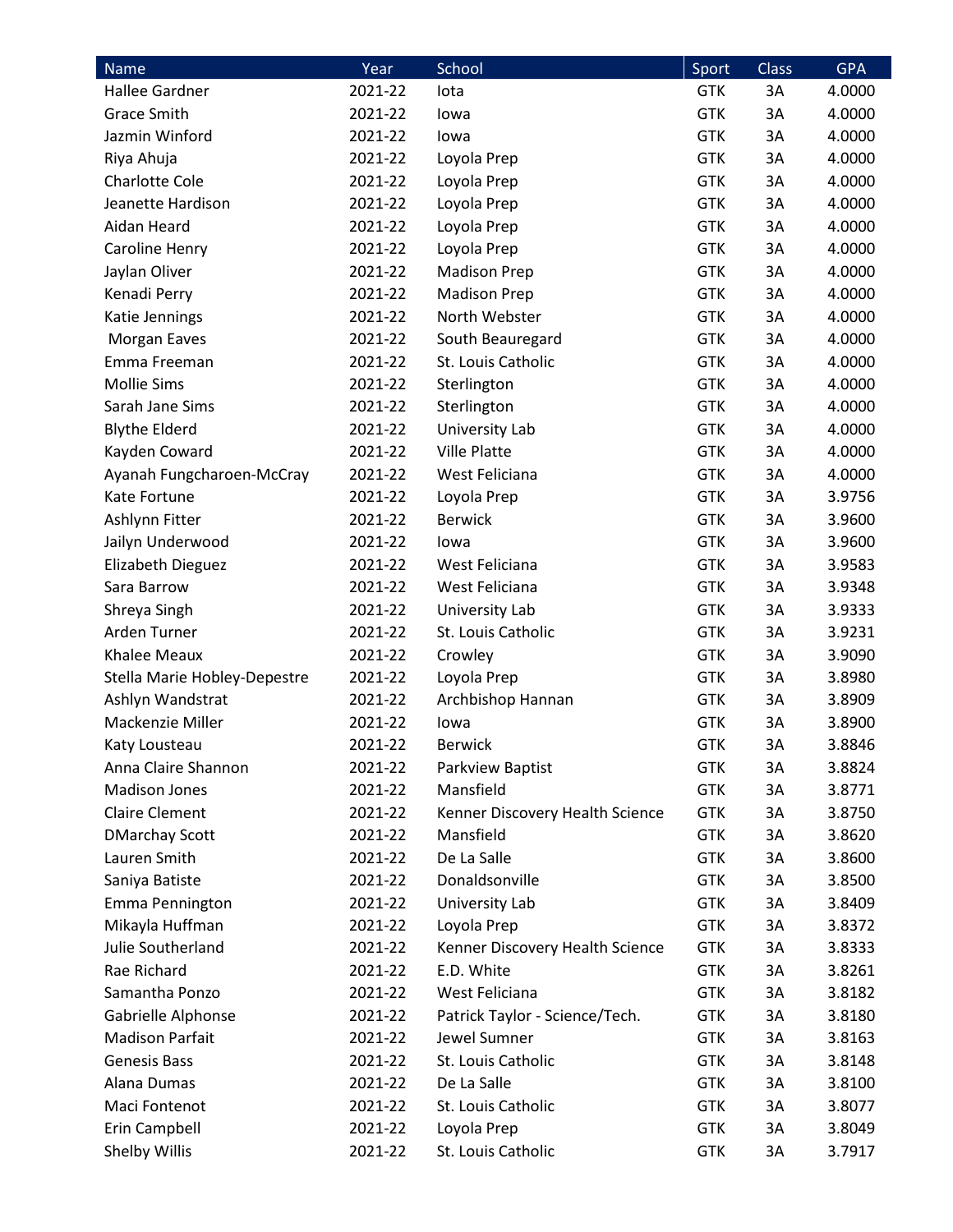| Name | Year | School | Sport | Class | GPA |
|---|---|---|---|---|---|
| Hallee Gardner | 2021-22 | Iota | GTK | 3A | 4.0000 |
| Grace Smith | 2021-22 | Iowa | GTK | 3A | 4.0000 |
| Jazmin Winford | 2021-22 | Iowa | GTK | 3A | 4.0000 |
| Riya Ahuja | 2021-22 | Loyola Prep | GTK | 3A | 4.0000 |
| Charlotte Cole | 2021-22 | Loyola Prep | GTK | 3A | 4.0000 |
| Jeanette Hardison | 2021-22 | Loyola Prep | GTK | 3A | 4.0000 |
| Aidan Heard | 2021-22 | Loyola Prep | GTK | 3A | 4.0000 |
| Caroline Henry | 2021-22 | Loyola Prep | GTK | 3A | 4.0000 |
| Jaylan Oliver | 2021-22 | Madison Prep | GTK | 3A | 4.0000 |
| Kenadi Perry | 2021-22 | Madison Prep | GTK | 3A | 4.0000 |
| Katie Jennings | 2021-22 | North Webster | GTK | 3A | 4.0000 |
| Morgan Eaves | 2021-22 | South Beauregard | GTK | 3A | 4.0000 |
| Emma Freeman | 2021-22 | St. Louis Catholic | GTK | 3A | 4.0000 |
| Mollie Sims | 2021-22 | Sterlington | GTK | 3A | 4.0000 |
| Sarah Jane Sims | 2021-22 | Sterlington | GTK | 3A | 4.0000 |
| Blythe Elderd | 2021-22 | University Lab | GTK | 3A | 4.0000 |
| Kayden Coward | 2021-22 | Ville Platte | GTK | 3A | 4.0000 |
| Ayanah Fungcharoen-McCray | 2021-22 | West Feliciana | GTK | 3A | 4.0000 |
| Kate Fortune | 2021-22 | Loyola Prep | GTK | 3A | 3.9756 |
| Ashlynn Fitter | 2021-22 | Berwick | GTK | 3A | 3.9600 |
| Jailyn Underwood | 2021-22 | Iowa | GTK | 3A | 3.9600 |
| Elizabeth Dieguez | 2021-22 | West Feliciana | GTK | 3A | 3.9583 |
| Sara Barrow | 2021-22 | West Feliciana | GTK | 3A | 3.9348 |
| Shreya Singh | 2021-22 | University Lab | GTK | 3A | 3.9333 |
| Arden Turner | 2021-22 | St. Louis Catholic | GTK | 3A | 3.9231 |
| Khalee Meaux | 2021-22 | Crowley | GTK | 3A | 3.9090 |
| Stella Marie Hobley-Depestre | 2021-22 | Loyola Prep | GTK | 3A | 3.8980 |
| Ashlyn Wandstrat | 2021-22 | Archbishop Hannan | GTK | 3A | 3.8909 |
| Mackenzie Miller | 2021-22 | Iowa | GTK | 3A | 3.8900 |
| Katy Lousteau | 2021-22 | Berwick | GTK | 3A | 3.8846 |
| Anna Claire Shannon | 2021-22 | Parkview Baptist | GTK | 3A | 3.8824 |
| Madison Jones | 2021-22 | Mansfield | GTK | 3A | 3.8771 |
| Claire Clement | 2021-22 | Kenner Discovery Health Science | GTK | 3A | 3.8750 |
| DMarchay Scott | 2021-22 | Mansfield | GTK | 3A | 3.8620 |
| Lauren Smith | 2021-22 | De La Salle | GTK | 3A | 3.8600 |
| Saniya Batiste | 2021-22 | Donaldsonville | GTK | 3A | 3.8500 |
| Emma Pennington | 2021-22 | University Lab | GTK | 3A | 3.8409 |
| Mikayla Huffman | 2021-22 | Loyola Prep | GTK | 3A | 3.8372 |
| Julie Southerland | 2021-22 | Kenner Discovery Health Science | GTK | 3A | 3.8333 |
| Rae Richard | 2021-22 | E.D. White | GTK | 3A | 3.8261 |
| Samantha Ponzo | 2021-22 | West Feliciana | GTK | 3A | 3.8182 |
| Gabrielle Alphonse | 2021-22 | Patrick Taylor - Science/Tech. | GTK | 3A | 3.8180 |
| Madison Parfait | 2021-22 | Jewel Sumner | GTK | 3A | 3.8163 |
| Genesis Bass | 2021-22 | St. Louis Catholic | GTK | 3A | 3.8148 |
| Alana Dumas | 2021-22 | De La Salle | GTK | 3A | 3.8100 |
| Maci Fontenot | 2021-22 | St. Louis Catholic | GTK | 3A | 3.8077 |
| Erin Campbell | 2021-22 | Loyola Prep | GTK | 3A | 3.8049 |
| Shelby Willis | 2021-22 | St. Louis Catholic | GTK | 3A | 3.7917 |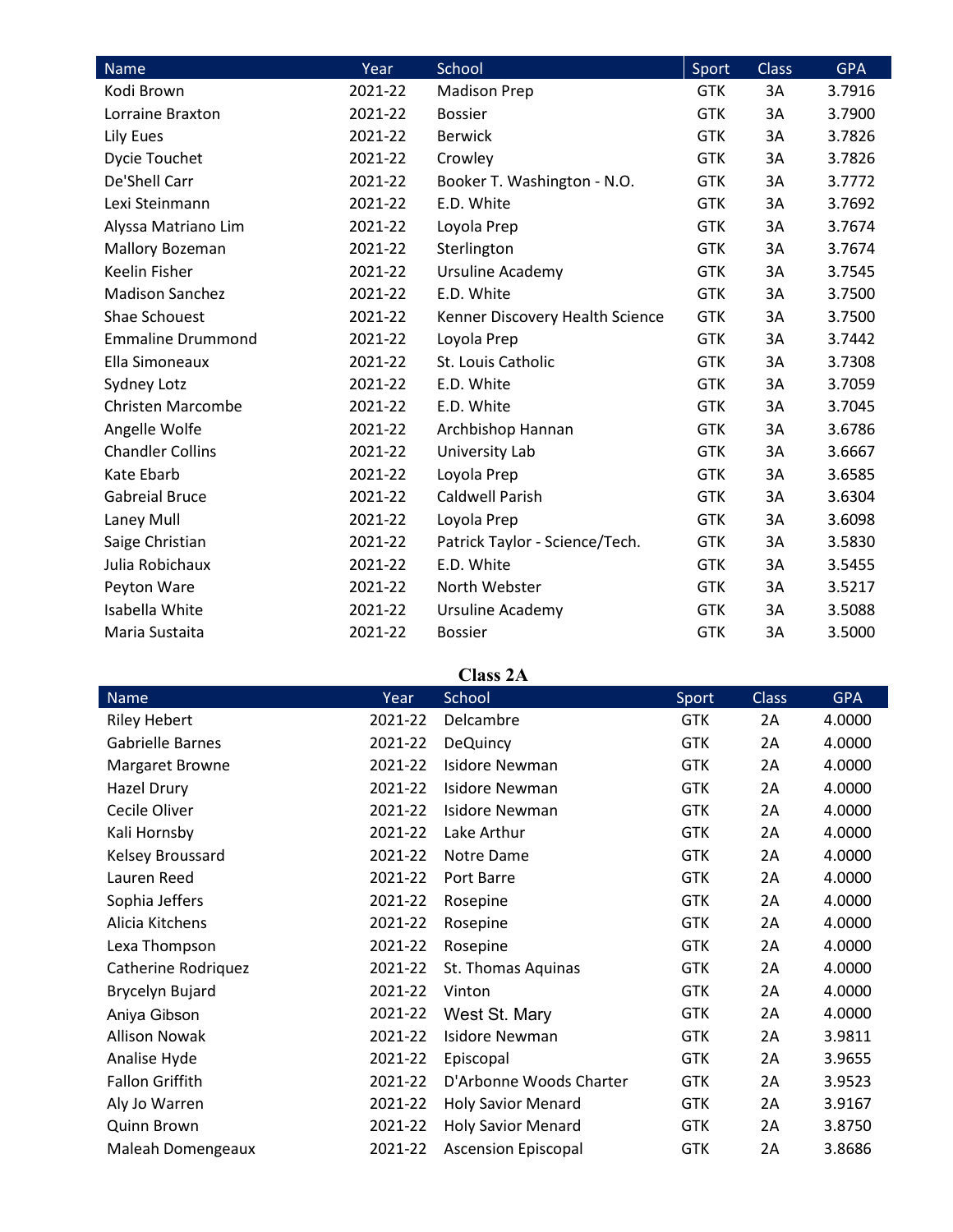| Name | Year | School | Sport | Class | GPA |
|---|---|---|---|---|---|
| Kodi Brown | 2021-22 | Madison Prep | GTK | 3A | 3.7916 |
| Lorraine Braxton | 2021-22 | Bossier | GTK | 3A | 3.7900 |
| Lily Eues | 2021-22 | Berwick | GTK | 3A | 3.7826 |
| Dycie Touchet | 2021-22 | Crowley | GTK | 3A | 3.7826 |
| De'Shell Carr | 2021-22 | Booker T. Washington - N.O. | GTK | 3A | 3.7772 |
| Lexi Steinmann | 2021-22 | E.D. White | GTK | 3A | 3.7692 |
| Alyssa Matriano Lim | 2021-22 | Loyola Prep | GTK | 3A | 3.7674 |
| Mallory Bozeman | 2021-22 | Sterlington | GTK | 3A | 3.7674 |
| Keelin Fisher | 2021-22 | Ursuline Academy | GTK | 3A | 3.7545 |
| Madison Sanchez | 2021-22 | E.D. White | GTK | 3A | 3.7500 |
| Shae Schouest | 2021-22 | Kenner Discovery Health Science | GTK | 3A | 3.7500 |
| Emmaline Drummond | 2021-22 | Loyola Prep | GTK | 3A | 3.7442 |
| Ella Simoneaux | 2021-22 | St. Louis Catholic | GTK | 3A | 3.7308 |
| Sydney Lotz | 2021-22 | E.D. White | GTK | 3A | 3.7059 |
| Christen Marcombe | 2021-22 | E.D. White | GTK | 3A | 3.7045 |
| Angelle Wolfe | 2021-22 | Archbishop Hannan | GTK | 3A | 3.6786 |
| Chandler Collins | 2021-22 | University Lab | GTK | 3A | 3.6667 |
| Kate Ebarb | 2021-22 | Loyola Prep | GTK | 3A | 3.6585 |
| Gabreial Bruce | 2021-22 | Caldwell Parish | GTK | 3A | 3.6304 |
| Laney Mull | 2021-22 | Loyola Prep | GTK | 3A | 3.6098 |
| Saige Christian | 2021-22 | Patrick Taylor - Science/Tech. | GTK | 3A | 3.5830 |
| Julia Robichaux | 2021-22 | E.D. White | GTK | 3A | 3.5455 |
| Peyton Ware | 2021-22 | North Webster | GTK | 3A | 3.5217 |
| Isabella White | 2021-22 | Ursuline Academy | GTK | 3A | 3.5088 |
| Maria Sustaita | 2021-22 | Bossier | GTK | 3A | 3.5000 |

## Class 2A

| Name | Year | School | Sport | Class | GPA |
|---|---|---|---|---|---|
| Riley Hebert | 2021-22 | Delcambre | GTK | 2A | 4.0000 |
| Gabrielle Barnes | 2021-22 | DeQuincy | GTK | 2A | 4.0000 |
| Margaret Browne | 2021-22 | Isidore Newman | GTK | 2A | 4.0000 |
| Hazel Drury | 2021-22 | Isidore Newman | GTK | 2A | 4.0000 |
| Cecile Oliver | 2021-22 | Isidore Newman | GTK | 2A | 4.0000 |
| Kali Hornsby | 2021-22 | Lake Arthur | GTK | 2A | 4.0000 |
| Kelsey Broussard | 2021-22 | Notre Dame | GTK | 2A | 4.0000 |
| Lauren Reed | 2021-22 | Port Barre | GTK | 2A | 4.0000 |
| Sophia Jeffers | 2021-22 | Rosepine | GTK | 2A | 4.0000 |
| Alicia Kitchens | 2021-22 | Rosepine | GTK | 2A | 4.0000 |
| Lexa Thompson | 2021-22 | Rosepine | GTK | 2A | 4.0000 |
| Catherine Rodriquez | 2021-22 | St. Thomas Aquinas | GTK | 2A | 4.0000 |
| Brycelyn Bujard | 2021-22 | Vinton | GTK | 2A | 4.0000 |
| Aniya Gibson | 2021-22 | West St. Mary | GTK | 2A | 4.0000 |
| Allison Nowak | 2021-22 | Isidore Newman | GTK | 2A | 3.9811 |
| Analise Hyde | 2021-22 | Episcopal | GTK | 2A | 3.9655 |
| Fallon Griffith | 2021-22 | D'Arbonne Woods Charter | GTK | 2A | 3.9523 |
| Aly Jo Warren | 2021-22 | Holy Savior Menard | GTK | 2A | 3.9167 |
| Quinn Brown | 2021-22 | Holy Savior Menard | GTK | 2A | 3.8750 |
| Maleah Domengeaux | 2021-22 | Ascension Episcopal | GTK | 2A | 3.8686 |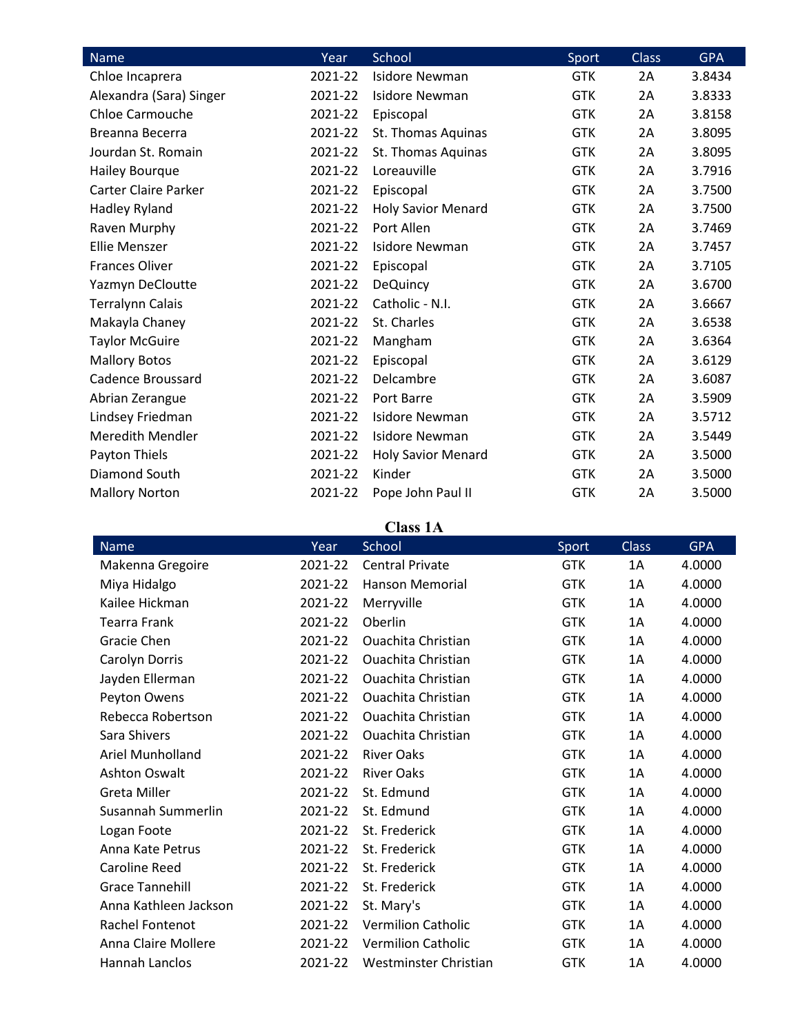| Name | Year | School | Sport | Class | GPA |
| --- | --- | --- | --- | --- | --- |
| Chloe Incaprera | 2021-22 | Isidore Newman | GTK | 2A | 3.8434 |
| Alexandra (Sara) Singer | 2021-22 | Isidore Newman | GTK | 2A | 3.8333 |
| Chloe Carmouche | 2021-22 | Episcopal | GTK | 2A | 3.8158 |
| Breanna Becerra | 2021-22 | St. Thomas Aquinas | GTK | 2A | 3.8095 |
| Jourdan St. Romain | 2021-22 | St. Thomas Aquinas | GTK | 2A | 3.8095 |
| Hailey Bourque | 2021-22 | Loreauville | GTK | 2A | 3.7916 |
| Carter Claire Parker | 2021-22 | Episcopal | GTK | 2A | 3.7500 |
| Hadley Ryland | 2021-22 | Holy Savior Menard | GTK | 2A | 3.7500 |
| Raven Murphy | 2021-22 | Port Allen | GTK | 2A | 3.7469 |
| Ellie Menszer | 2021-22 | Isidore Newman | GTK | 2A | 3.7457 |
| Frances Oliver | 2021-22 | Episcopal | GTK | 2A | 3.7105 |
| Yazmyn DeCloutte | 2021-22 | DeQuincy | GTK | 2A | 3.6700 |
| Terralynn Calais | 2021-22 | Catholic - N.I. | GTK | 2A | 3.6667 |
| Makayla Chaney | 2021-22 | St. Charles | GTK | 2A | 3.6538 |
| Taylor McGuire | 2021-22 | Mangham | GTK | 2A | 3.6364 |
| Mallory Botos | 2021-22 | Episcopal | GTK | 2A | 3.6129 |
| Cadence Broussard | 2021-22 | Delcambre | GTK | 2A | 3.6087 |
| Abrian Zerangue | 2021-22 | Port Barre | GTK | 2A | 3.5909 |
| Lindsey Friedman | 2021-22 | Isidore Newman | GTK | 2A | 3.5712 |
| Meredith Mendler | 2021-22 | Isidore Newman | GTK | 2A | 3.5449 |
| Payton Thiels | 2021-22 | Holy Savior Menard | GTK | 2A | 3.5000 |
| Diamond South | 2021-22 | Kinder | GTK | 2A | 3.5000 |
| Mallory Norton | 2021-22 | Pope John Paul II | GTK | 2A | 3.5000 |

## Class 1A

| Name | Year | School | Sport | Class | GPA |
| --- | --- | --- | --- | --- | --- |
| Makenna Gregoire | 2021-22 | Central Private | GTK | 1A | 4.0000 |
| Miya Hidalgo | 2021-22 | Hanson Memorial | GTK | 1A | 4.0000 |
| Kailee Hickman | 2021-22 | Merryville | GTK | 1A | 4.0000 |
| Tearra Frank | 2021-22 | Oberlin | GTK | 1A | 4.0000 |
| Gracie Chen | 2021-22 | Ouachita Christian | GTK | 1A | 4.0000 |
| Carolyn Dorris | 2021-22 | Ouachita Christian | GTK | 1A | 4.0000 |
| Jayden Ellerman | 2021-22 | Ouachita Christian | GTK | 1A | 4.0000 |
| Peyton Owens | 2021-22 | Ouachita Christian | GTK | 1A | 4.0000 |
| Rebecca Robertson | 2021-22 | Ouachita Christian | GTK | 1A | 4.0000 |
| Sara Shivers | 2021-22 | Ouachita Christian | GTK | 1A | 4.0000 |
| Ariel Munholland | 2021-22 | River Oaks | GTK | 1A | 4.0000 |
| Ashton Oswalt | 2021-22 | River Oaks | GTK | 1A | 4.0000 |
| Greta Miller | 2021-22 | St. Edmund | GTK | 1A | 4.0000 |
| Susannah Summerlin | 2021-22 | St. Edmund | GTK | 1A | 4.0000 |
| Logan Foote | 2021-22 | St. Frederick | GTK | 1A | 4.0000 |
| Anna Kate Petrus | 2021-22 | St. Frederick | GTK | 1A | 4.0000 |
| Caroline Reed | 2021-22 | St. Frederick | GTK | 1A | 4.0000 |
| Grace Tannehill | 2021-22 | St. Frederick | GTK | 1A | 4.0000 |
| Anna Kathleen Jackson | 2021-22 | St. Mary's | GTK | 1A | 4.0000 |
| Rachel Fontenot | 2021-22 | Vermilion Catholic | GTK | 1A | 4.0000 |
| Anna Claire Mollere | 2021-22 | Vermilion Catholic | GTK | 1A | 4.0000 |
| Hannah Lanclos | 2021-22 | Westminster Christian | GTK | 1A | 4.0000 |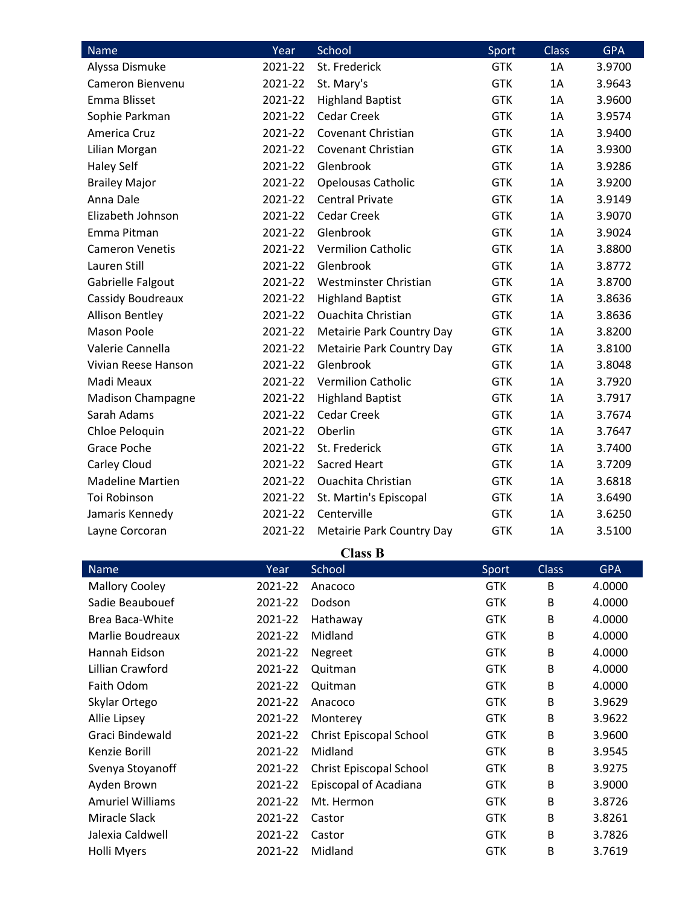| Name | Year | School | Sport | Class | GPA |
|---|---|---|---|---|---|
| Alyssa Dismuke | 2021-22 | St. Frederick | GTK | 1A | 3.9700 |
| Cameron Bienvenu | 2021-22 | St. Mary's | GTK | 1A | 3.9643 |
| Emma Blisset | 2021-22 | Highland Baptist | GTK | 1A | 3.9600 |
| Sophie Parkman | 2021-22 | Cedar Creek | GTK | 1A | 3.9574 |
| America Cruz | 2021-22 | Covenant Christian | GTK | 1A | 3.9400 |
| Lilian Morgan | 2021-22 | Covenant Christian | GTK | 1A | 3.9300 |
| Haley Self | 2021-22 | Glenbrook | GTK | 1A | 3.9286 |
| Brailey Major | 2021-22 | Opelousas Catholic | GTK | 1A | 3.9200 |
| Anna Dale | 2021-22 | Central Private | GTK | 1A | 3.9149 |
| Elizabeth Johnson | 2021-22 | Cedar Creek | GTK | 1A | 3.9070 |
| Emma Pitman | 2021-22 | Glenbrook | GTK | 1A | 3.9024 |
| Cameron Venetis | 2021-22 | Vermilion Catholic | GTK | 1A | 3.8800 |
| Lauren Still | 2021-22 | Glenbrook | GTK | 1A | 3.8772 |
| Gabrielle Falgout | 2021-22 | Westminster Christian | GTK | 1A | 3.8700 |
| Cassidy Boudreaux | 2021-22 | Highland Baptist | GTK | 1A | 3.8636 |
| Allison Bentley | 2021-22 | Ouachita Christian | GTK | 1A | 3.8636 |
| Mason Poole | 2021-22 | Metairie Park Country Day | GTK | 1A | 3.8200 |
| Valerie Cannella | 2021-22 | Metairie Park Country Day | GTK | 1A | 3.8100 |
| Vivian Reese Hanson | 2021-22 | Glenbrook | GTK | 1A | 3.8048 |
| Madi Meaux | 2021-22 | Vermilion Catholic | GTK | 1A | 3.7920 |
| Madison Champagne | 2021-22 | Highland Baptist | GTK | 1A | 3.7917 |
| Sarah Adams | 2021-22 | Cedar Creek | GTK | 1A | 3.7674 |
| Chloe Peloquin | 2021-22 | Oberlin | GTK | 1A | 3.7647 |
| Grace Poche | 2021-22 | St. Frederick | GTK | 1A | 3.7400 |
| Carley Cloud | 2021-22 | Sacred Heart | GTK | 1A | 3.7209 |
| Madeline Martien | 2021-22 | Ouachita Christian | GTK | 1A | 3.6818 |
| Toi Robinson | 2021-22 | St. Martin's Episcopal | GTK | 1A | 3.6490 |
| Jamaris Kennedy | 2021-22 | Centerville | GTK | 1A | 3.6250 |
| Layne Corcoran | 2021-22 | Metairie Park Country Day | GTK | 1A | 3.5100 |

**Class B**

| Name | Year | School | Sport | Class | GPA |
|---|---|---|---|---|---|
| Mallory Cooley | 2021-22 | Anacoco | GTK | B | 4.0000 |
| Sadie Beaubouef | 2021-22 | Dodson | GTK | B | 4.0000 |
| Brea Baca-White | 2021-22 | Hathaway | GTK | B | 4.0000 |
| Marlie Boudreaux | 2021-22 | Midland | GTK | B | 4.0000 |
| Hannah Eidson | 2021-22 | Negreet | GTK | B | 4.0000 |
| Lillian Crawford | 2021-22 | Quitman | GTK | B | 4.0000 |
| Faith Odom | 2021-22 | Quitman | GTK | B | 4.0000 |
| Skylar Ortego | 2021-22 | Anacoco | GTK | B | 3.9629 |
| Allie Lipsey | 2021-22 | Monterey | GTK | B | 3.9622 |
| Graci Bindewald | 2021-22 | Christ Episcopal School | GTK | B | 3.9600 |
| Kenzie Borill | 2021-22 | Midland | GTK | B | 3.9545 |
| Svenya Stoyanoff | 2021-22 | Christ Episcopal School | GTK | B | 3.9275 |
| Ayden Brown | 2021-22 | Episcopal of Acadiana | GTK | B | 3.9000 |
| Amuriel Williams | 2021-22 | Mt. Hermon | GTK | B | 3.8726 |
| Miracle Slack | 2021-22 | Castor | GTK | B | 3.8261 |
| Jalexia Caldwell | 2021-22 | Castor | GTK | B | 3.7826 |
| Holli Myers | 2021-22 | Midland | GTK | B | 3.7619 |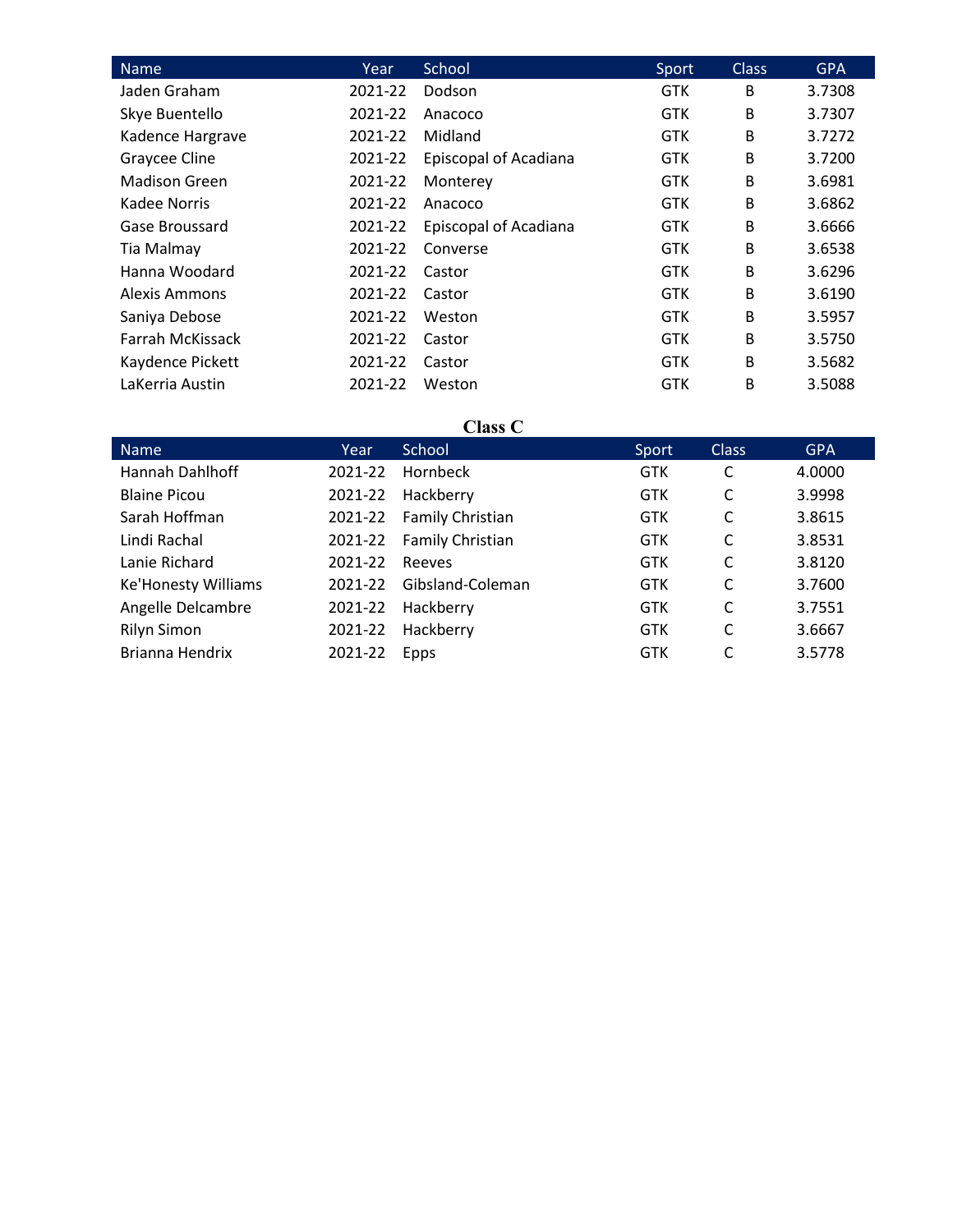| Name | Year | School | Sport | Class | GPA |
|---|---|---|---|---|---|
| Jaden Graham | 2021-22 | Dodson | GTK | B | 3.7308 |
| Skye Buentello | 2021-22 | Anacoco | GTK | B | 3.7307 |
| Kadence Hargrave | 2021-22 | Midland | GTK | B | 3.7272 |
| Graycee Cline | 2021-22 | Episcopal of Acadiana | GTK | B | 3.7200 |
| Madison Green | 2021-22 | Monterey | GTK | B | 3.6981 |
| Kadee Norris | 2021-22 | Anacoco | GTK | B | 3.6862 |
| Gase Broussard | 2021-22 | Episcopal of Acadiana | GTK | B | 3.6666 |
| Tia Malmay | 2021-22 | Converse | GTK | B | 3.6538 |
| Hanna Woodard | 2021-22 | Castor | GTK | B | 3.6296 |
| Alexis Ammons | 2021-22 | Castor | GTK | B | 3.6190 |
| Saniya Debose | 2021-22 | Weston | GTK | B | 3.5957 |
| Farrah McKissack | 2021-22 | Castor | GTK | B | 3.5750 |
| Kaydence Pickett | 2021-22 | Castor | GTK | B | 3.5682 |
| LaKerria Austin | 2021-22 | Weston | GTK | B | 3.5088 |

## Class C

| Name | Year | School | Sport | Class | GPA |
|---|---|---|---|---|---|
| Hannah Dahlhoff | 2021-22 | Hornbeck | GTK | C | 4.0000 |
| Blaine Picou | 2021-22 | Hackberry | GTK | C | 3.9998 |
| Sarah Hoffman | 2021-22 | Family Christian | GTK | C | 3.8615 |
| Lindi Rachal | 2021-22 | Family Christian | GTK | C | 3.8531 |
| Lanie Richard | 2021-22 | Reeves | GTK | C | 3.8120 |
| Ke'Honesty Williams | 2021-22 | Gibsland-Coleman | GTK | C | 3.7600 |
| Angelle Delcambre | 2021-22 | Hackberry | GTK | C | 3.7551 |
| Rilyn Simon | 2021-22 | Hackberry | GTK | C | 3.6667 |
| Brianna Hendrix | 2021-22 | Epps | GTK | C | 3.5778 |